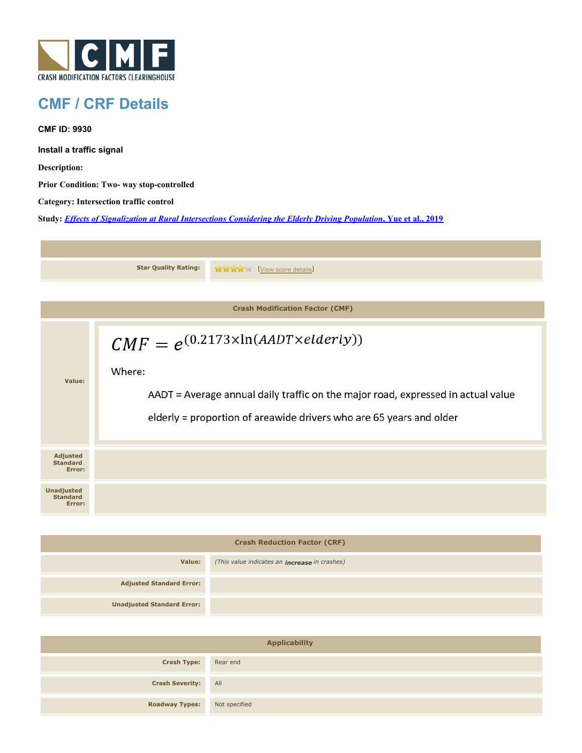CRASH MODIFICATION FACTORS CLEARINGHOUSE

# CMF / CRF Details

**CMF ID: 9930**

**Install a traffic signal**

**Description:**

**Prior Condition: Two- way stop-controlled**

**Category: Intersection traffic control**

**Study:** *Effects of Signalization at Rural Intersections Considering the Elderly Driving Population*, Yue et al., 2019

| | |
|---|---|
| **Star Quality Rating:** | [View score details] |

## Crash Modification Factor (CMF)

| | |
|---|---|
| **Value:** | $CMF = e^{(0.2173 \times \ln(AADT \times elderly))}$<br>Where:<br>AADT = Average annual daily traffic on the major road, expressed in actual value<br>elderly = proportion of areawide drivers who are 65 years and older |
| **Adjusted Standard Error:** | |
| **Unadjusted Standard Error:** | |

## Crash Reduction Factor (CRF)

| | |
|---|---|
| **Value:** | *(This value indicates an **increase** in crashes)* |
| **Adjusted Standard Error:** | |
| **Unadjusted Standard Error:** | |

## Applicability

| | |
|---|---|
| **Crash Type:** | Rear end |
| **Crash Severity:** | All |
| **Roadway Types:** | Not specified |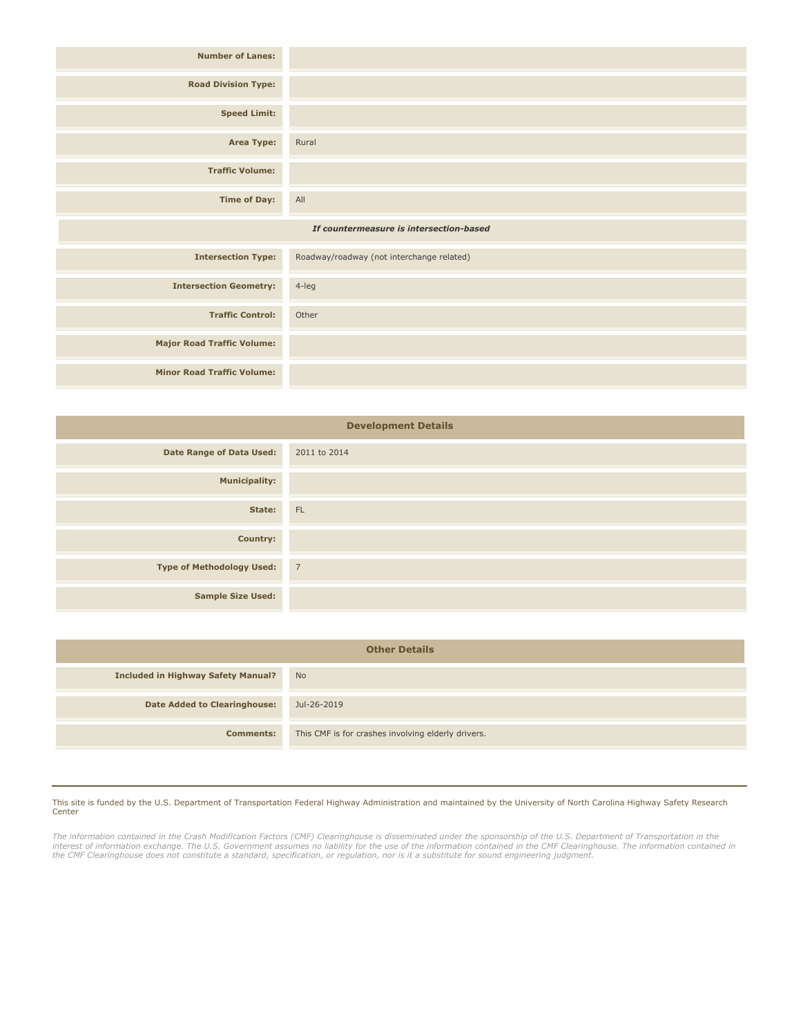| | |
|---|---|
| **Number of Lanes:** | |
| **Road Division Type:** | |
| **Speed Limit:** | |
| **Area Type:** | Rural |
| **Traffic Volume:** | |
| **Time of Day:** | All |

***If countermeasure is intersection-based***

| | |
|---|---|
| **Intersection Type:** | Roadway/roadway (not interchange related) |
| **Intersection Geometry:** | 4-leg |
| **Traffic Control:** | Other |
| **Major Road Traffic Volume:** | |
| **Minor Road Traffic Volume:** | |

## Development Details

| | |
|---|---|
| **Date Range of Data Used:** | 2011 to 2014 |
| **Municipality:** | |
| **State:** | FL |
| **Country:** | |
| **Type of Methodology Used:** | 7 |
| **Sample Size Used:** | |

## Other Details

| | |
|---|---|
| **Included in Highway Safety Manual?** | No |
| **Date Added to Clearinghouse:** | Jul-26-2019 |
| **Comments:** | This CMF is for crashes involving elderly drivers. |

This site is funded by the U.S. Department of Transportation Federal Highway Administration and maintained by the University of North Carolina Highway Safety Research Center

*The information contained in the Crash Modification Factors (CMF) Clearinghouse is disseminated under the sponsorship of the U.S. Department of Transportation in the interest of information exchange. The U.S. Government assumes no liability for the use of the information contained in the CMF Clearinghouse. The information contained in the CMF Clearinghouse does not constitute a standard, specification, or regulation, nor is it a substitute for sound engineering judgment.*